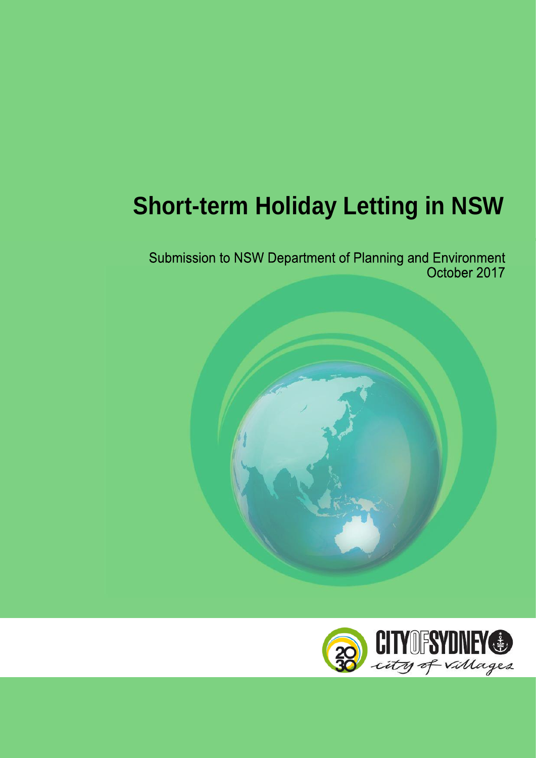# Short-term Holiday Letting in NSW

Submission to NSW Department of Planning and Environment
October 2017

CITY OF SYDNEY
city of villages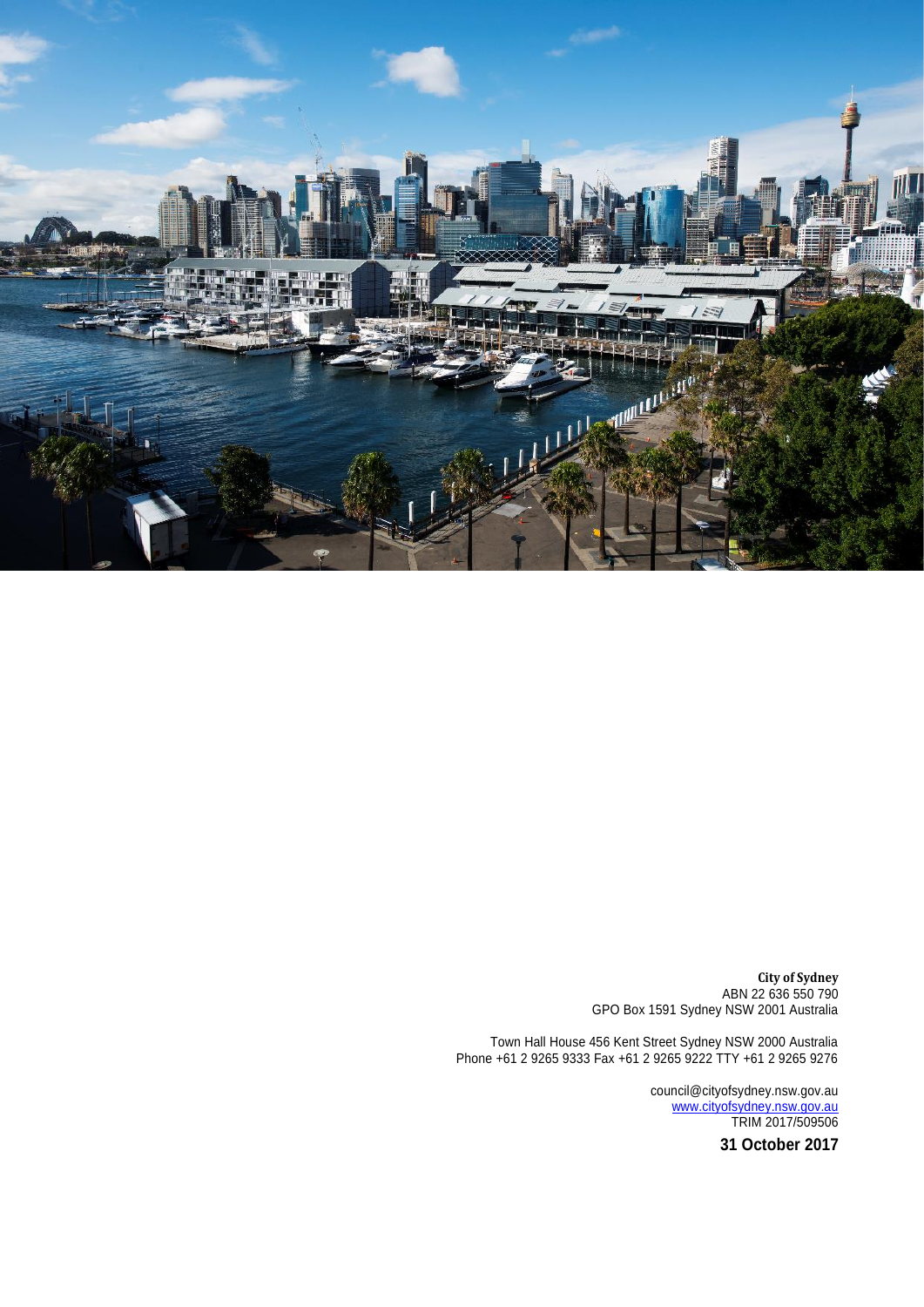**City of Sydney**
ABN 22 636 550 790
GPO Box 1591 Sydney NSW 2001 Australia

Town Hall House 456 Kent Street Sydney NSW 2000 Australia
Phone +61 2 9265 9333 Fax +61 2 9265 9222 TTY +61 2 9265 9276

council@cityofsydney.nsw.gov.au
www.cityofsydney.nsw.gov.au
TRIM 2017/509506

**31 October 2017**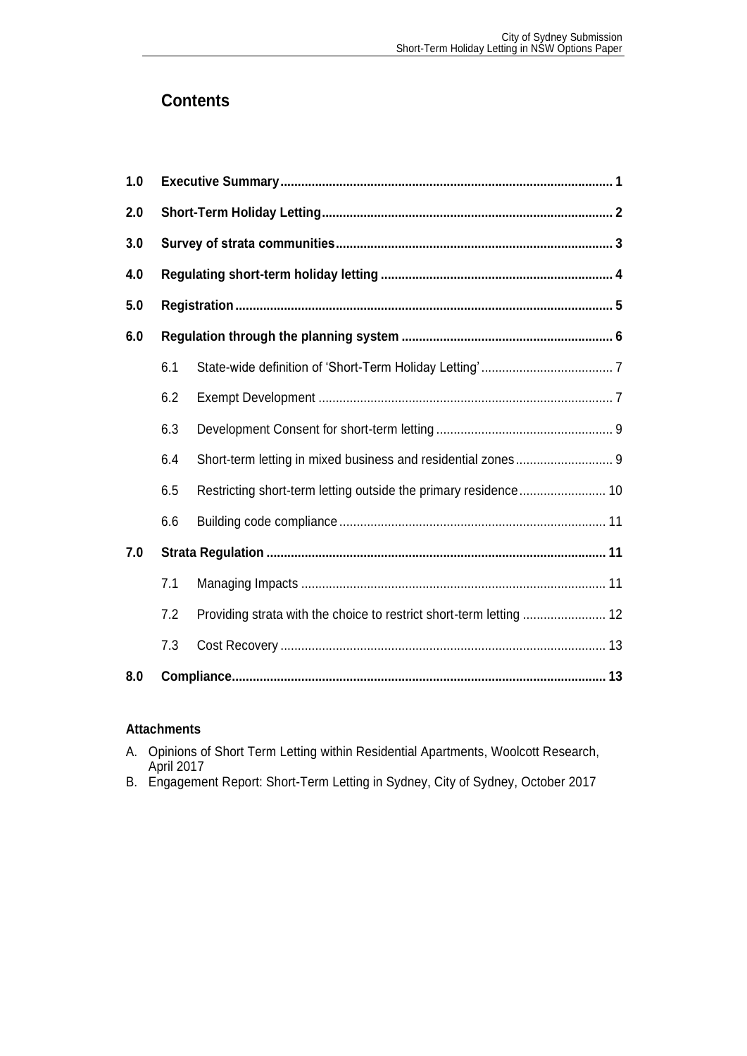# Contents

| | | | |
|---|---|---|---|
| **1.0** | **Executive Summary** | | **1** |
| **2.0** | **Short-Term Holiday Letting** | | **2** |
| **3.0** | **Survey of strata communities** | | **3** |
| **4.0** | **Regulating short-term holiday letting** | | **4** |
| **5.0** | **Registration** | | **5** |
| **6.0** | **Regulation through the planning system** | | **6** |
| | 6.1 | State-wide definition of 'Short-Term Holiday Letting' | 7 |
| | 6.2 | Exempt Development | 7 |
| | 6.3 | Development Consent for short-term letting | 9 |
| | 6.4 | Short-term letting in mixed business and residential zones | 9 |
| | 6.5 | Restricting short-term letting outside the primary residence | 10 |
| | 6.6 | Building code compliance | 11 |
| **7.0** | **Strata Regulation** | | **11** |
| | 7.1 | Managing Impacts | 11 |
| | 7.2 | Providing strata with the choice to restrict short-term letting | 12 |
| | 7.3 | Cost Recovery | 13 |
| **8.0** | **Compliance** | | **13** |

**Attachments**

A. Opinions of Short Term Letting within Residential Apartments, Woolcott Research, April 2017

B. Engagement Report: Short-Term Letting in Sydney, City of Sydney, October 2017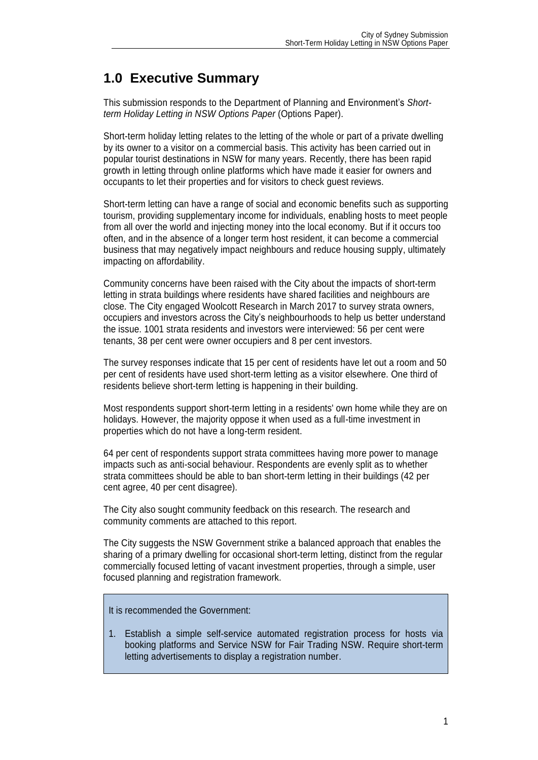# 1.0 Executive Summary

This submission responds to the Department of Planning and Environment's *Short-term Holiday Letting in NSW Options Paper* (Options Paper).

Short-term holiday letting relates to the letting of the whole or part of a private dwelling by its owner to a visitor on a commercial basis. This activity has been carried out in popular tourist destinations in NSW for many years. Recently, there has been rapid growth in letting through online platforms which have made it easier for owners and occupants to let their properties and for visitors to check guest reviews.

Short-term letting can have a range of social and economic benefits such as supporting tourism, providing supplementary income for individuals, enabling hosts to meet people from all over the world and injecting money into the local economy. But if it occurs too often, and in the absence of a longer term host resident, it can become a commercial business that may negatively impact neighbours and reduce housing supply, ultimately impacting on affordability.

Community concerns have been raised with the City about the impacts of short-term letting in strata buildings where residents have shared facilities and neighbours are close. The City engaged Woolcott Research in March 2017 to survey strata owners, occupiers and investors across the City's neighbourhoods to help us better understand the issue. 1001 strata residents and investors were interviewed: 56 per cent were tenants, 38 per cent were owner occupiers and 8 per cent investors.

The survey responses indicate that 15 per cent of residents have let out a room and 50 per cent of residents have used short-term letting as a visitor elsewhere. One third of residents believe short-term letting is happening in their building.

Most respondents support short-term letting in a residents' own home while they are on holidays. However, the majority oppose it when used as a full-time investment in properties which do not have a long-term resident.

64 per cent of respondents support strata committees having more power to manage impacts such as anti-social behaviour. Respondents are evenly split as to whether strata committees should be able to ban short-term letting in their buildings (42 per cent agree, 40 per cent disagree).

The City also sought community feedback on this research. The research and community comments are attached to this report.

The City suggests the NSW Government strike a balanced approach that enables the sharing of a primary dwelling for occasional short-term letting, distinct from the regular commercially focused letting of vacant investment properties, through a simple, user focused planning and registration framework.

It is recommended the Government:

1. Establish a simple self-service automated registration process for hosts via booking platforms and Service NSW for Fair Trading NSW. Require short-term letting advertisements to display a registration number.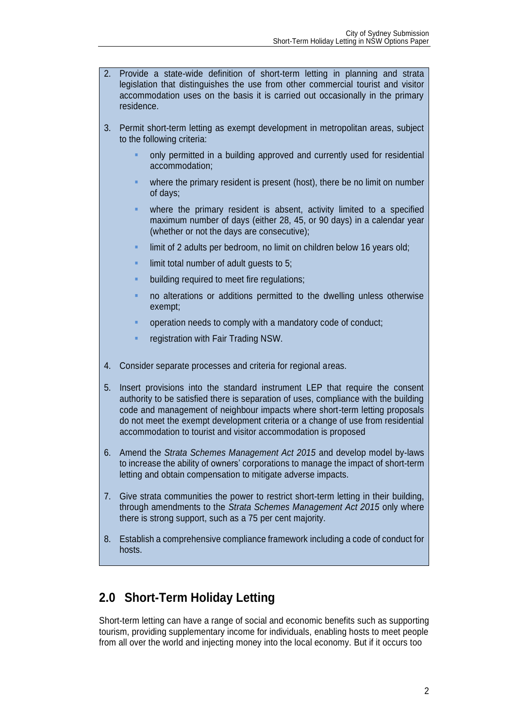2. Provide a state-wide definition of short-term letting in planning and strata legislation that distinguishes the use from other commercial tourist and visitor accommodation uses on the basis it is carried out occasionally in the primary residence.

3. Permit short-term letting as exempt development in metropolitan areas, subject to the following criteria:

   - only permitted in a building approved and currently used for residential accommodation;
   - where the primary resident is present (host), there be no limit on number of days;
   - where the primary resident is absent, activity limited to a specified maximum number of days (either 28, 45, or 90 days) in a calendar year (whether or not the days are consecutive);
   - limit of 2 adults per bedroom, no limit on children below 16 years old;
   - limit total number of adult guests to 5;
   - building required to meet fire regulations;
   - no alterations or additions permitted to the dwelling unless otherwise exempt;
   - operation needs to comply with a mandatory code of conduct;
   - registration with Fair Trading NSW.

4. Consider separate processes and criteria for regional areas.

5. Insert provisions into the standard instrument LEP that require the consent authority to be satisfied there is separation of uses, compliance with the building code and management of neighbour impacts where short-term letting proposals do not meet the exempt development criteria or a change of use from residential accommodation to tourist and visitor accommodation is proposed

6. Amend the *Strata Schemes Management Act 2015* and develop model by-laws to increase the ability of owners' corporations to manage the impact of short-term letting and obtain compensation to mitigate adverse impacts.

7. Give strata communities the power to restrict short-term letting in their building, through amendments to the *Strata Schemes Management Act 2015* only where there is strong support, such as a 75 per cent majority.

8. Establish a comprehensive compliance framework including a code of conduct for hosts.

## 2.0 Short-Term Holiday Letting

Short-term letting can have a range of social and economic benefits such as supporting tourism, providing supplementary income for individuals, enabling hosts to meet people from all over the world and injecting money into the local economy. But if it occurs too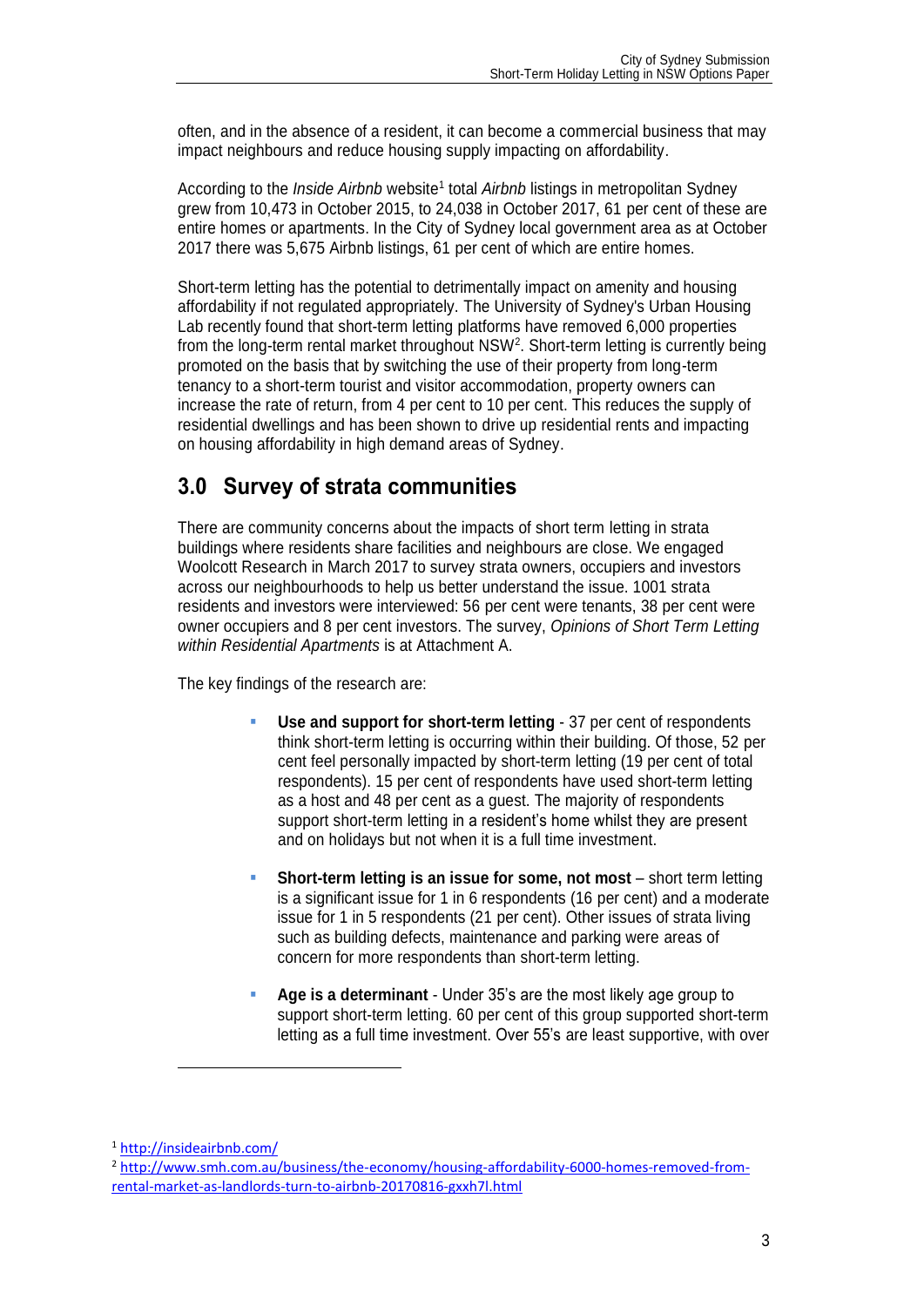often, and in the absence of a resident, it can become a commercial business that may impact neighbours and reduce housing supply impacting on affordability.

According to the *Inside Airbnb* website[1] total *Airbnb* listings in metropolitan Sydney grew from 10,473 in October 2015, to 24,038 in October 2017, 61 per cent of these are entire homes or apartments. In the City of Sydney local government area as at October 2017 there was 5,675 Airbnb listings, 61 per cent of which are entire homes.

Short-term letting has the potential to detrimentally impact on amenity and housing affordability if not regulated appropriately. The University of Sydney's Urban Housing Lab recently found that short-term letting platforms have removed 6,000 properties from the long-term rental market throughout NSW[2]. Short-term letting is currently being promoted on the basis that by switching the use of their property from long-term tenancy to a short-term tourist and visitor accommodation, property owners can increase the rate of return, from 4 per cent to 10 per cent. This reduces the supply of residential dwellings and has been shown to drive up residential rents and impacting on housing affordability in high demand areas of Sydney.

## 3.0 Survey of strata communities

There are community concerns about the impacts of short term letting in strata buildings where residents share facilities and neighbours are close. We engaged Woolcott Research in March 2017 to survey strata owners, occupiers and investors across our neighbourhoods to help us better understand the issue. 1001 strata residents and investors were interviewed: 56 per cent were tenants, 38 per cent were owner occupiers and 8 per cent investors. The survey, *Opinions of Short Term Letting within Residential Apartments* is at Attachment A.

The key findings of the research are:

- **Use and support for short-term letting** - 37 per cent of respondents think short-term letting is occurring within their building. Of those, 52 per cent feel personally impacted by short-term letting (19 per cent of total respondents). 15 per cent of respondents have used short-term letting as a host and 48 per cent as a guest. The majority of respondents support short-term letting in a resident's home whilst they are present and on holidays but not when it is a full time investment.

- **Short-term letting is an issue for some, not most** – short term letting is a significant issue for 1 in 6 respondents (16 per cent) and a moderate issue for 1 in 5 respondents (21 per cent). Other issues of strata living such as building defects, maintenance and parking were areas of concern for more respondents than short-term letting.

- **Age is a determinant** - Under 35's are the most likely age group to support short-term letting. 60 per cent of this group supported short-term letting as a full time investment. Over 55's are least supportive, with over

[1] http://insideairbnb.com/

[2] http://www.smh.com.au/business/the-economy/housing-affordability-6000-homes-removed-from-rental-market-as-landlords-turn-to-airbnb-20170816-gxxh7l.html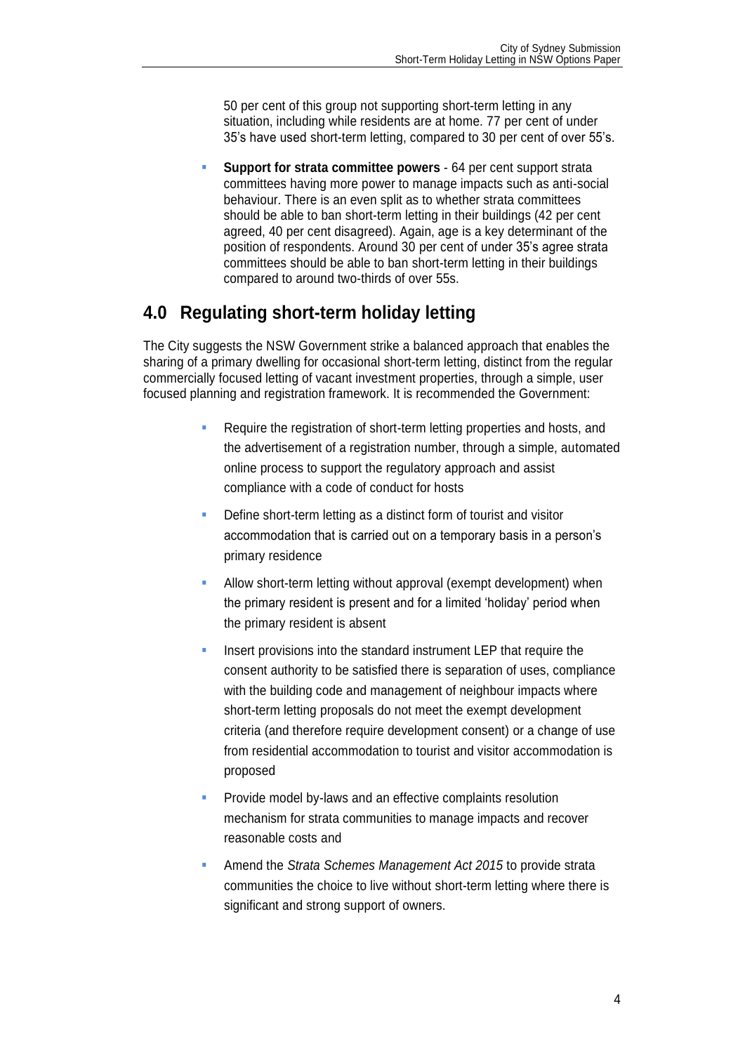50 per cent of this group not supporting short-term letting in any situation, including while residents are at home. 77 per cent of under 35's have used short-term letting, compared to 30 per cent of over 55's.

- **Support for strata committee powers** - 64 per cent support strata committees having more power to manage impacts such as anti-social behaviour. There is an even split as to whether strata committees should be able to ban short-term letting in their buildings (42 per cent agreed, 40 per cent disagreed). Again, age is a key determinant of the position of respondents. Around 30 per cent of under 35's agree strata committees should be able to ban short-term letting in their buildings compared to around two-thirds of over 55s.

## 4.0 Regulating short-term holiday letting

The City suggests the NSW Government strike a balanced approach that enables the sharing of a primary dwelling for occasional short-term letting, distinct from the regular commercially focused letting of vacant investment properties, through a simple, user focused planning and registration framework. It is recommended the Government:

- Require the registration of short-term letting properties and hosts, and the advertisement of a registration number, through a simple, automated online process to support the regulatory approach and assist compliance with a code of conduct for hosts
- Define short-term letting as a distinct form of tourist and visitor accommodation that is carried out on a temporary basis in a person's primary residence
- Allow short-term letting without approval (exempt development) when the primary resident is present and for a limited 'holiday' period when the primary resident is absent
- Insert provisions into the standard instrument LEP that require the consent authority to be satisfied there is separation of uses, compliance with the building code and management of neighbour impacts where short-term letting proposals do not meet the exempt development criteria (and therefore require development consent) or a change of use from residential accommodation to tourist and visitor accommodation is proposed
- Provide model by-laws and an effective complaints resolution mechanism for strata communities to manage impacts and recover reasonable costs and
- Amend the *Strata Schemes Management Act 2015* to provide strata communities the choice to live without short-term letting where there is significant and strong support of owners.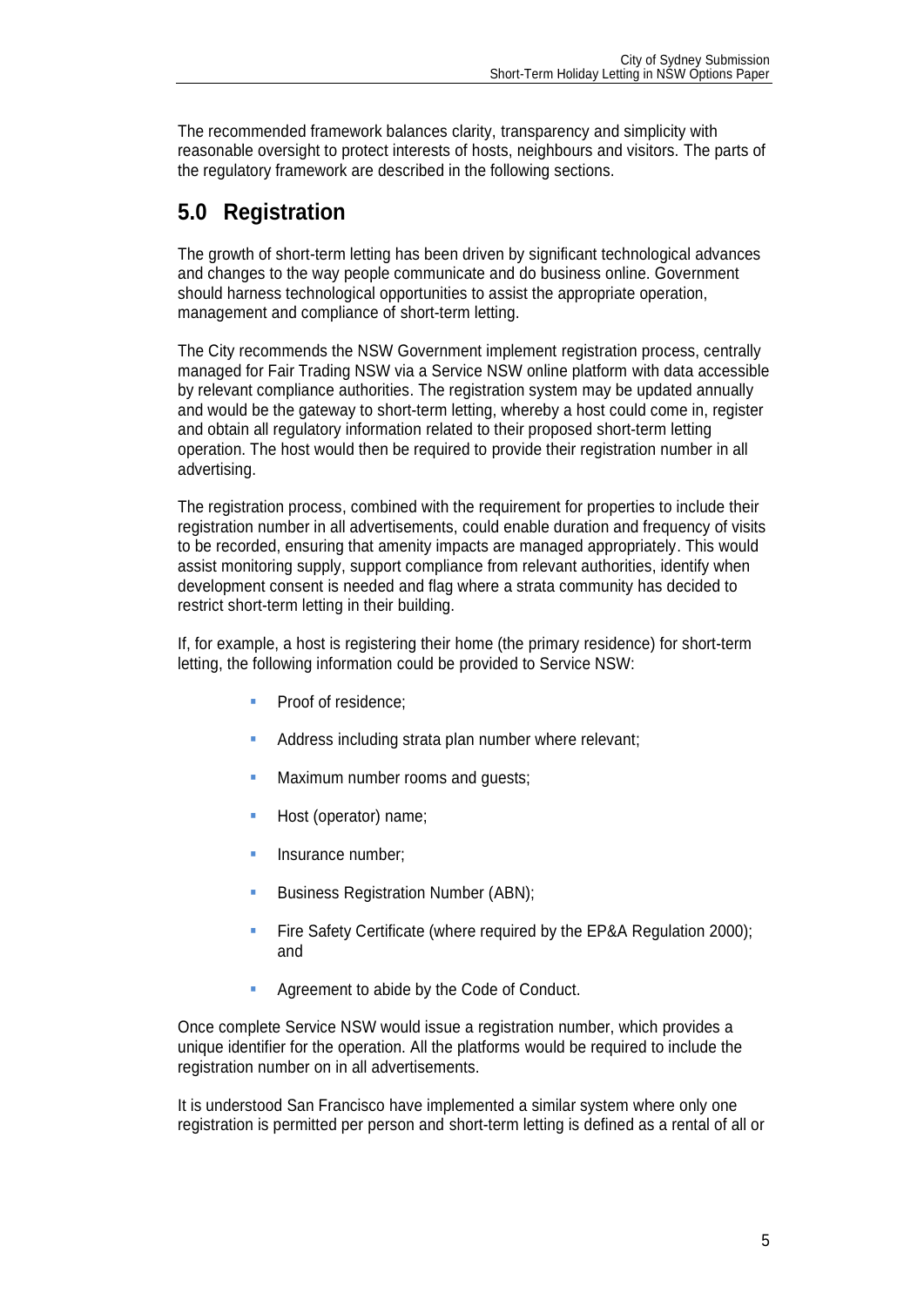The recommended framework balances clarity, transparency and simplicity with reasonable oversight to protect interests of hosts, neighbours and visitors. The parts of the regulatory framework are described in the following sections.

## 5.0 Registration

The growth of short-term letting has been driven by significant technological advances and changes to the way people communicate and do business online. Government should harness technological opportunities to assist the appropriate operation, management and compliance of short-term letting.

The City recommends the NSW Government implement registration process, centrally managed for Fair Trading NSW via a Service NSW online platform with data accessible by relevant compliance authorities. The registration system may be updated annually and would be the gateway to short-term letting, whereby a host could come in, register and obtain all regulatory information related to their proposed short-term letting operation. The host would then be required to provide their registration number in all advertising.

The registration process, combined with the requirement for properties to include their registration number in all advertisements, could enable duration and frequency of visits to be recorded, ensuring that amenity impacts are managed appropriately. This would assist monitoring supply, support compliance from relevant authorities, identify when development consent is needed and flag where a strata community has decided to restrict short-term letting in their building.

If, for example, a host is registering their home (the primary residence) for short-term letting, the following information could be provided to Service NSW:

- Proof of residence;
- Address including strata plan number where relevant;
- Maximum number rooms and guests;
- Host (operator) name;
- Insurance number;
- Business Registration Number (ABN);
- Fire Safety Certificate (where required by the EP&A Regulation 2000); and
- Agreement to abide by the Code of Conduct.

Once complete Service NSW would issue a registration number, which provides a unique identifier for the operation. All the platforms would be required to include the registration number on in all advertisements.

It is understood San Francisco have implemented a similar system where only one registration is permitted per person and short-term letting is defined as a rental of all or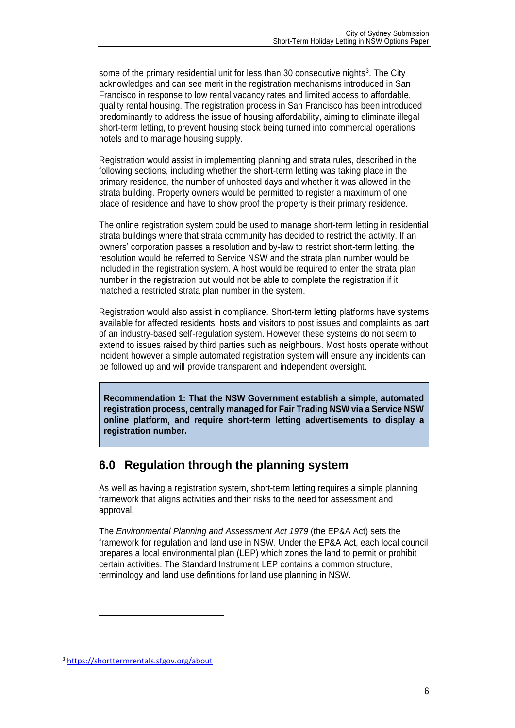some of the primary residential unit for less than 30 consecutive nights[3]. The City acknowledges and can see merit in the registration mechanisms introduced in San Francisco in response to low rental vacancy rates and limited access to affordable, quality rental housing. The registration process in San Francisco has been introduced predominantly to address the issue of housing affordability, aiming to eliminate illegal short-term letting, to prevent housing stock being turned into commercial operations hotels and to manage housing supply.

Registration would assist in implementing planning and strata rules, described in the following sections, including whether the short-term letting was taking place in the primary residence, the number of unhosted days and whether it was allowed in the strata building. Property owners would be permitted to register a maximum of one place of residence and have to show proof the property is their primary residence.

The online registration system could be used to manage short-term letting in residential strata buildings where that strata community has decided to restrict the activity. If an owners' corporation passes a resolution and by-law to restrict short-term letting, the resolution would be referred to Service NSW and the strata plan number would be included in the registration system. A host would be required to enter the strata plan number in the registration but would not be able to complete the registration if it matched a restricted strata plan number in the system.

Registration would also assist in compliance. Short-term letting platforms have systems available for affected residents, hosts and visitors to post issues and complaints as part of an industry-based self-regulation system. However these systems do not seem to extend to issues raised by third parties such as neighbours. Most hosts operate without incident however a simple automated registration system will ensure any incidents can be followed up and will provide transparent and independent oversight.

> **Recommendation 1: That the NSW Government establish a simple, automated registration process, centrally managed for Fair Trading NSW via a Service NSW online platform, and require short-term letting advertisements to display a registration number.**

## 6.0 Regulation through the planning system

As well as having a registration system, short-term letting requires a simple planning framework that aligns activities and their risks to the need for assessment and approval.

The *Environmental Planning and Assessment Act 1979* (the EP&A Act) sets the framework for regulation and land use in NSW. Under the EP&A Act, each local council prepares a local environmental plan (LEP) which zones the land to permit or prohibit certain activities. The Standard Instrument LEP contains a common structure, terminology and land use definitions for land use planning in NSW.

[3] https://shorttermrentals.sfgov.org/about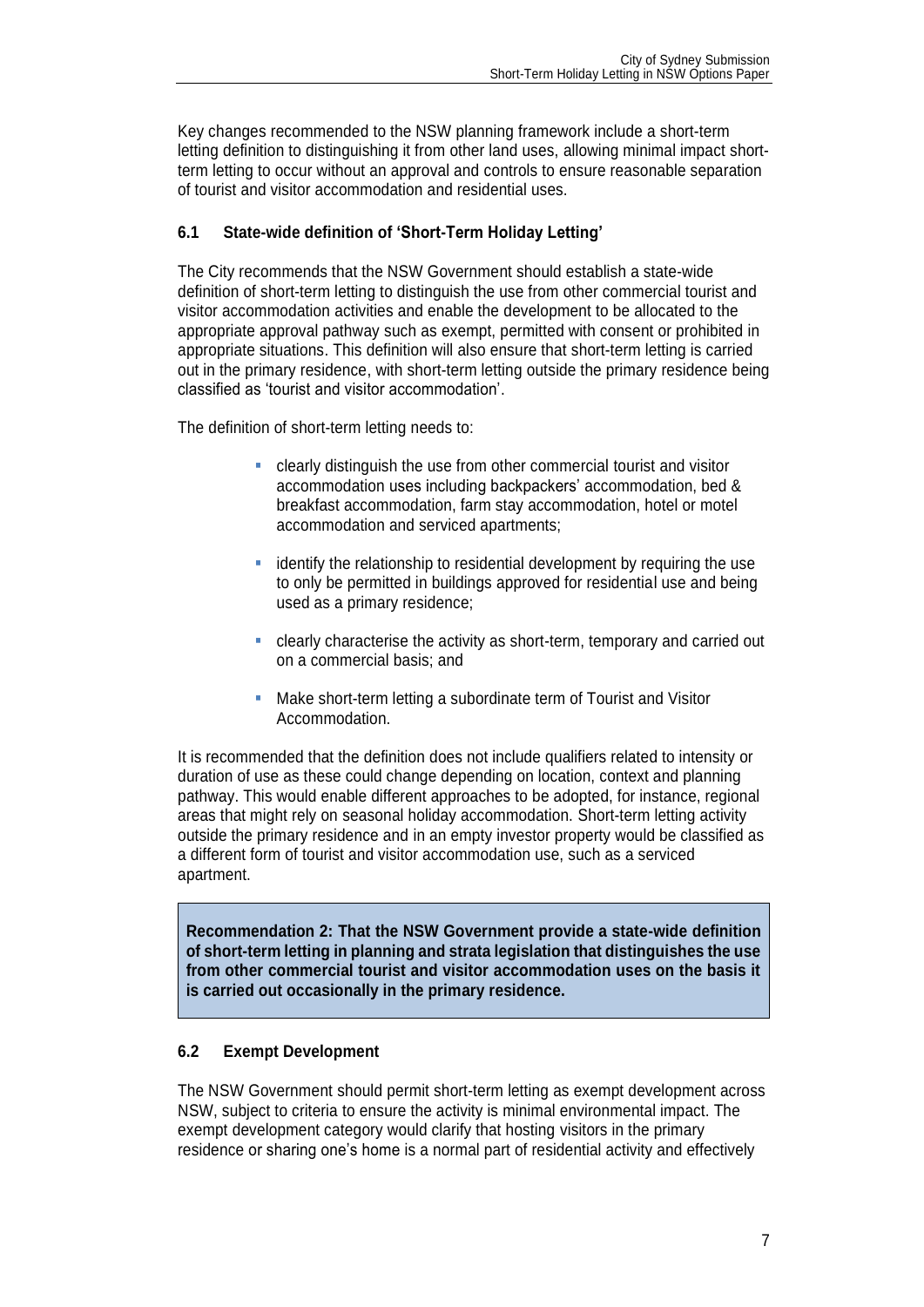Key changes recommended to the NSW planning framework include a short-term letting definition to distinguishing it from other land uses, allowing minimal impact short-term letting to occur without an approval and controls to ensure reasonable separation of tourist and visitor accommodation and residential uses.

### 6.1 State-wide definition of 'Short-Term Holiday Letting'

The City recommends that the NSW Government should establish a state-wide definition of short-term letting to distinguish the use from other commercial tourist and visitor accommodation activities and enable the development to be allocated to the appropriate approval pathway such as exempt, permitted with consent or prohibited in appropriate situations. This definition will also ensure that short-term letting is carried out in the primary residence, with short-term letting outside the primary residence being classified as 'tourist and visitor accommodation'.

The definition of short-term letting needs to:

- clearly distinguish the use from other commercial tourist and visitor accommodation uses including backpackers' accommodation, bed & breakfast accommodation, farm stay accommodation, hotel or motel accommodation and serviced apartments;
- identify the relationship to residential development by requiring the use to only be permitted in buildings approved for residential use and being used as a primary residence;
- clearly characterise the activity as short-term, temporary and carried out on a commercial basis; and
- Make short-term letting a subordinate term of Tourist and Visitor Accommodation.

It is recommended that the definition does not include qualifiers related to intensity or duration of use as these could change depending on location, context and planning pathway. This would enable different approaches to be adopted, for instance, regional areas that might rely on seasonal holiday accommodation. Short-term letting activity outside the primary residence and in an empty investor property would be classified as a different form of tourist and visitor accommodation use, such as a serviced apartment.

**Recommendation 2: That the NSW Government provide a state-wide definition of short-term letting in planning and strata legislation that distinguishes the use from other commercial tourist and visitor accommodation uses on the basis it is carried out occasionally in the primary residence.**

### 6.2 Exempt Development

The NSW Government should permit short-term letting as exempt development across NSW, subject to criteria to ensure the activity is minimal environmental impact. The exempt development category would clarify that hosting visitors in the primary residence or sharing one's home is a normal part of residential activity and effectively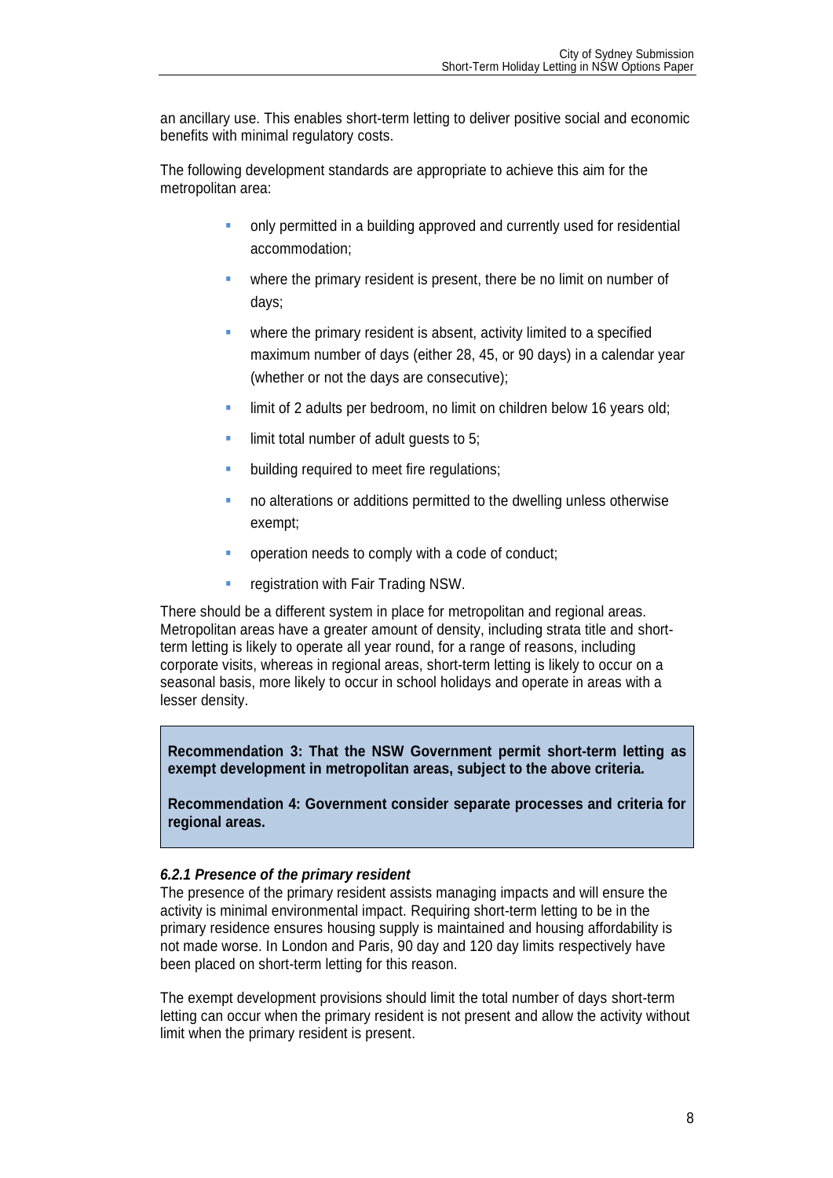an ancillary use. This enables short-term letting to deliver positive social and economic benefits with minimal regulatory costs.

The following development standards are appropriate to achieve this aim for the metropolitan area:

- only permitted in a building approved and currently used for residential accommodation;
- where the primary resident is present, there be no limit on number of days;
- where the primary resident is absent, activity limited to a specified maximum number of days (either 28, 45, or 90 days) in a calendar year (whether or not the days are consecutive);
- limit of 2 adults per bedroom, no limit on children below 16 years old;
- limit total number of adult guests to 5;
- building required to meet fire regulations;
- no alterations or additions permitted to the dwelling unless otherwise exempt;
- operation needs to comply with a code of conduct;
- registration with Fair Trading NSW.

There should be a different system in place for metropolitan and regional areas. Metropolitan areas have a greater amount of density, including strata title and short-term letting is likely to operate all year round, for a range of reasons, including corporate visits, whereas in regional areas, short-term letting is likely to occur on a seasonal basis, more likely to occur in school holidays and operate in areas with a lesser density.

**Recommendation 3: That the NSW Government permit short-term letting as exempt development in metropolitan areas, subject to the above criteria.**

**Recommendation 4: Government consider separate processes and criteria for regional areas.**

#### *6.2.1 Presence of the primary resident*

The presence of the primary resident assists managing impacts and will ensure the activity is minimal environmental impact. Requiring short-term letting to be in the primary residence ensures housing supply is maintained and housing affordability is not made worse. In London and Paris, 90 day and 120 day limits respectively have been placed on short-term letting for this reason.

The exempt development provisions should limit the total number of days short-term letting can occur when the primary resident is not present and allow the activity without limit when the primary resident is present.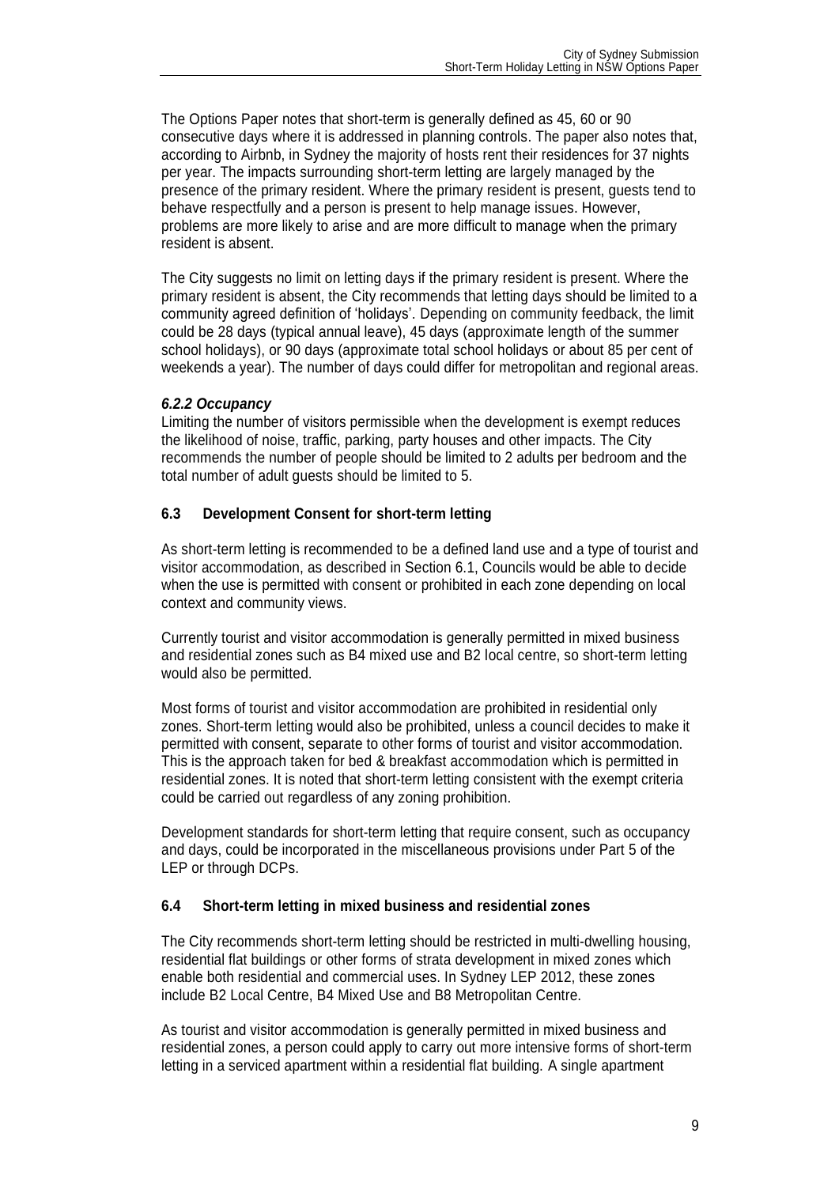The Options Paper notes that short-term is generally defined as 45, 60 or 90 consecutive days where it is addressed in planning controls. The paper also notes that, according to Airbnb, in Sydney the majority of hosts rent their residences for 37 nights per year. The impacts surrounding short-term letting are largely managed by the presence of the primary resident. Where the primary resident is present, guests tend to behave respectfully and a person is present to help manage issues. However, problems are more likely to arise and are more difficult to manage when the primary resident is absent.

The City suggests no limit on letting days if the primary resident is present. Where the primary resident is absent, the City recommends that letting days should be limited to a community agreed definition of 'holidays'. Depending on community feedback, the limit could be 28 days (typical annual leave), 45 days (approximate length of the summer school holidays), or 90 days (approximate total school holidays or about 85 per cent of weekends a year). The number of days could differ for metropolitan and regional areas.

#### *6.2.2 Occupancy*

Limiting the number of visitors permissible when the development is exempt reduces the likelihood of noise, traffic, parking, party houses and other impacts. The City recommends the number of people should be limited to 2 adults per bedroom and the total number of adult guests should be limited to 5.

### 6.3 Development Consent for short-term letting

As short-term letting is recommended to be a defined land use and a type of tourist and visitor accommodation, as described in Section 6.1, Councils would be able to decide when the use is permitted with consent or prohibited in each zone depending on local context and community views.

Currently tourist and visitor accommodation is generally permitted in mixed business and residential zones such as B4 mixed use and B2 local centre, so short-term letting would also be permitted.

Most forms of tourist and visitor accommodation are prohibited in residential only zones. Short-term letting would also be prohibited, unless a council decides to make it permitted with consent, separate to other forms of tourist and visitor accommodation. This is the approach taken for bed & breakfast accommodation which is permitted in residential zones. It is noted that short-term letting consistent with the exempt criteria could be carried out regardless of any zoning prohibition.

Development standards for short-term letting that require consent, such as occupancy and days, could be incorporated in the miscellaneous provisions under Part 5 of the LEP or through DCPs.

### 6.4 Short-term letting in mixed business and residential zones

The City recommends short-term letting should be restricted in multi-dwelling housing, residential flat buildings or other forms of strata development in mixed zones which enable both residential and commercial uses. In Sydney LEP 2012, these zones include B2 Local Centre, B4 Mixed Use and B8 Metropolitan Centre.

As tourist and visitor accommodation is generally permitted in mixed business and residential zones, a person could apply to carry out more intensive forms of short-term letting in a serviced apartment within a residential flat building. A single apartment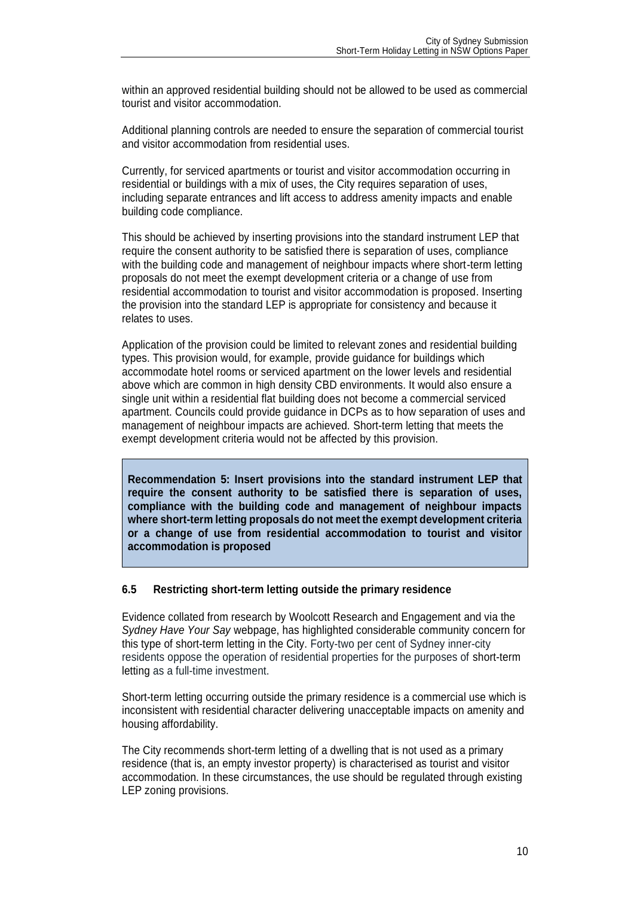within an approved residential building should not be allowed to be used as commercial tourist and visitor accommodation.

Additional planning controls are needed to ensure the separation of commercial tourist and visitor accommodation from residential uses.

Currently, for serviced apartments or tourist and visitor accommodation occurring in residential or buildings with a mix of uses, the City requires separation of uses, including separate entrances and lift access to address amenity impacts and enable building code compliance.

This should be achieved by inserting provisions into the standard instrument LEP that require the consent authority to be satisfied there is separation of uses, compliance with the building code and management of neighbour impacts where short-term letting proposals do not meet the exempt development criteria or a change of use from residential accommodation to tourist and visitor accommodation is proposed. Inserting the provision into the standard LEP is appropriate for consistency and because it relates to uses.

Application of the provision could be limited to relevant zones and residential building types. This provision would, for example, provide guidance for buildings which accommodate hotel rooms or serviced apartment on the lower levels and residential above which are common in high density CBD environments. It would also ensure a single unit within a residential flat building does not become a commercial serviced apartment. Councils could provide guidance in DCPs as to how separation of uses and management of neighbour impacts are achieved. Short-term letting that meets the exempt development criteria would not be affected by this provision.

**Recommendation 5: Insert provisions into the standard instrument LEP that require the consent authority to be satisfied there is separation of uses, compliance with the building code and management of neighbour impacts where short-term letting proposals do not meet the exempt development criteria or a change of use from residential accommodation to tourist and visitor accommodation is proposed**

### 6.5 Restricting short-term letting outside the primary residence

Evidence collated from research by Woolcott Research and Engagement and via the *Sydney Have Your Say* webpage, has highlighted considerable community concern for this type of short-term letting in the City. Forty-two per cent of Sydney inner-city residents oppose the operation of residential properties for the purposes of short-term letting as a full-time investment.

Short-term letting occurring outside the primary residence is a commercial use which is inconsistent with residential character delivering unacceptable impacts on amenity and housing affordability.

The City recommends short-term letting of a dwelling that is not used as a primary residence (that is, an empty investor property) is characterised as tourist and visitor accommodation. In these circumstances, the use should be regulated through existing LEP zoning provisions.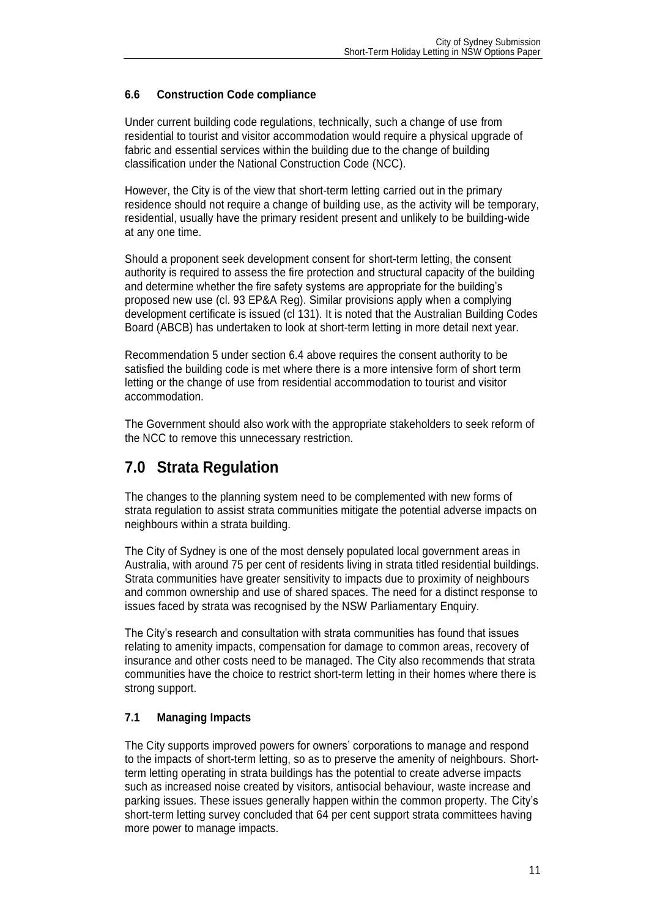### 6.6 Construction Code compliance

Under current building code regulations, technically, such a change of use from residential to tourist and visitor accommodation would require a physical upgrade of fabric and essential services within the building due to the change of building classification under the National Construction Code (NCC).

However, the City is of the view that short-term letting carried out in the primary residence should not require a change of building use, as the activity will be temporary, residential, usually have the primary resident present and unlikely to be building-wide at any one time.

Should a proponent seek development consent for short-term letting, the consent authority is required to assess the fire protection and structural capacity of the building and determine whether the fire safety systems are appropriate for the building's proposed new use (cl. 93 EP&A Reg). Similar provisions apply when a complying development certificate is issued (cl 131). It is noted that the Australian Building Codes Board (ABCB) has undertaken to look at short-term letting in more detail next year.

Recommendation 5 under section 6.4 above requires the consent authority to be satisfied the building code is met where there is a more intensive form of short term letting or the change of use from residential accommodation to tourist and visitor accommodation.

The Government should also work with the appropriate stakeholders to seek reform of the NCC to remove this unnecessary restriction.

## 7.0 Strata Regulation

The changes to the planning system need to be complemented with new forms of strata regulation to assist strata communities mitigate the potential adverse impacts on neighbours within a strata building.

The City of Sydney is one of the most densely populated local government areas in Australia, with around 75 per cent of residents living in strata titled residential buildings. Strata communities have greater sensitivity to impacts due to proximity of neighbours and common ownership and use of shared spaces. The need for a distinct response to issues faced by strata was recognised by the NSW Parliamentary Enquiry.

The City's research and consultation with strata communities has found that issues relating to amenity impacts, compensation for damage to common areas, recovery of insurance and other costs need to be managed. The City also recommends that strata communities have the choice to restrict short-term letting in their homes where there is strong support.

### 7.1 Managing Impacts

The City supports improved powers for owners' corporations to manage and respond to the impacts of short-term letting, so as to preserve the amenity of neighbours. Short-term letting operating in strata buildings has the potential to create adverse impacts such as increased noise created by visitors, antisocial behaviour, waste increase and parking issues. These issues generally happen within the common property. The City's short-term letting survey concluded that 64 per cent support strata committees having more power to manage impacts.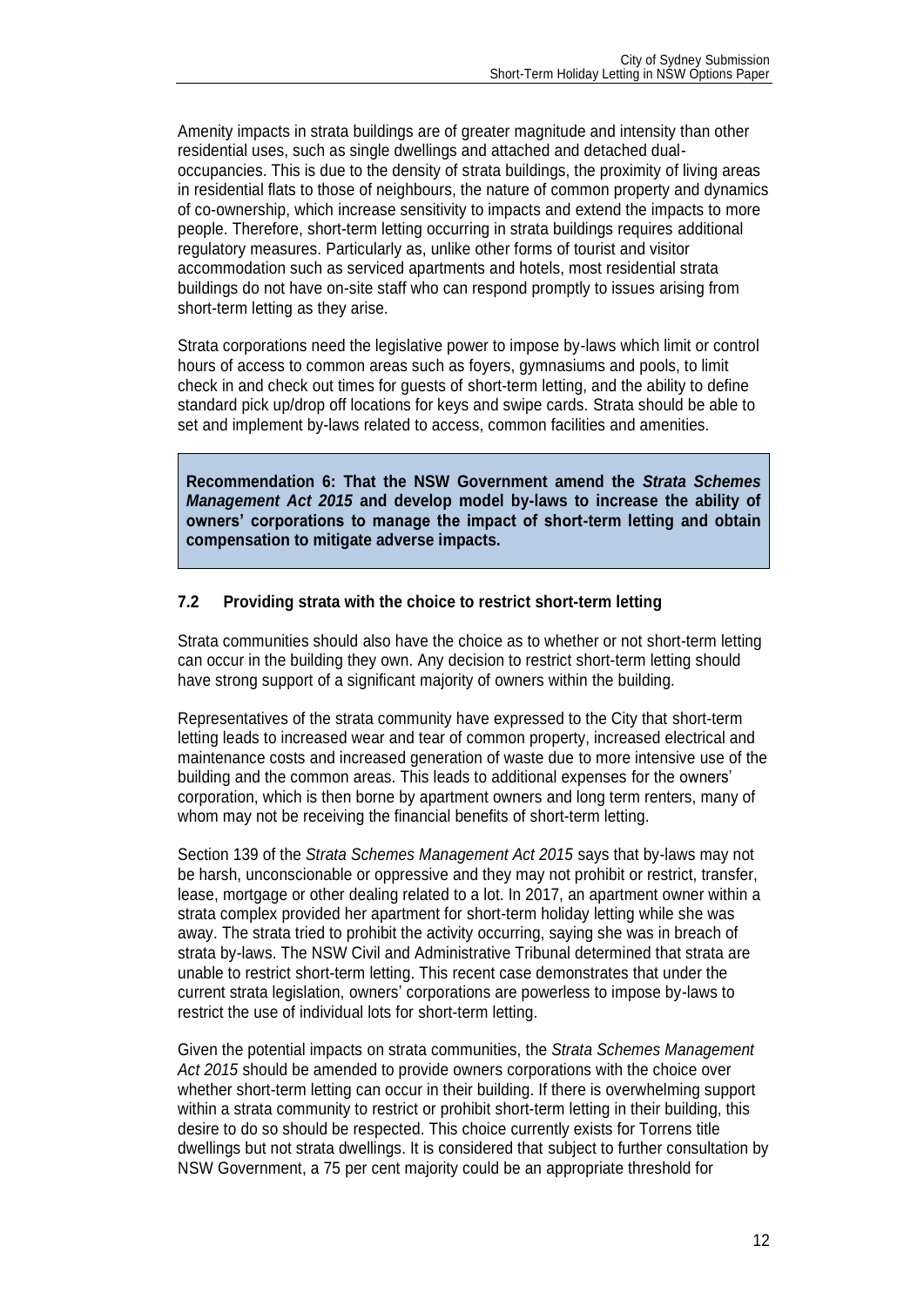Amenity impacts in strata buildings are of greater magnitude and intensity than other residential uses, such as single dwellings and attached and detached dual-occupancies. This is due to the density of strata buildings, the proximity of living areas in residential flats to those of neighbours, the nature of common property and dynamics of co-ownership, which increase sensitivity to impacts and extend the impacts to more people. Therefore, short-term letting occurring in strata buildings requires additional regulatory measures. Particularly as, unlike other forms of tourist and visitor accommodation such as serviced apartments and hotels, most residential strata buildings do not have on-site staff who can respond promptly to issues arising from short-term letting as they arise.

Strata corporations need the legislative power to impose by-laws which limit or control hours of access to common areas such as foyers, gymnasiums and pools, to limit check in and check out times for guests of short-term letting, and the ability to define standard pick up/drop off locations for keys and swipe cards. Strata should be able to set and implement by-laws related to access, common facilities and amenities.

**Recommendation 6: That the NSW Government amend the *Strata Schemes Management Act 2015* and develop model by-laws to increase the ability of owners' corporations to manage the impact of short-term letting and obtain compensation to mitigate adverse impacts.**

### 7.2 Providing strata with the choice to restrict short-term letting

Strata communities should also have the choice as to whether or not short-term letting can occur in the building they own. Any decision to restrict short-term letting should have strong support of a significant majority of owners within the building.

Representatives of the strata community have expressed to the City that short-term letting leads to increased wear and tear of common property, increased electrical and maintenance costs and increased generation of waste due to more intensive use of the building and the common areas. This leads to additional expenses for the owners' corporation, which is then borne by apartment owners and long term renters, many of whom may not be receiving the financial benefits of short-term letting.

Section 139 of the *Strata Schemes Management Act 2015* says that by-laws may not be harsh, unconscionable or oppressive and they may not prohibit or restrict, transfer, lease, mortgage or other dealing related to a lot. In 2017, an apartment owner within a strata complex provided her apartment for short-term holiday letting while she was away. The strata tried to prohibit the activity occurring, saying she was in breach of strata by-laws. The NSW Civil and Administrative Tribunal determined that strata are unable to restrict short-term letting. This recent case demonstrates that under the current strata legislation, owners' corporations are powerless to impose by-laws to restrict the use of individual lots for short-term letting.

Given the potential impacts on strata communities, the *Strata Schemes Management Act 2015* should be amended to provide owners corporations with the choice over whether short-term letting can occur in their building. If there is overwhelming support within a strata community to restrict or prohibit short-term letting in their building, this desire to do so should be respected. This choice currently exists for Torrens title dwellings but not strata dwellings. It is considered that subject to further consultation by NSW Government, a 75 per cent majority could be an appropriate threshold for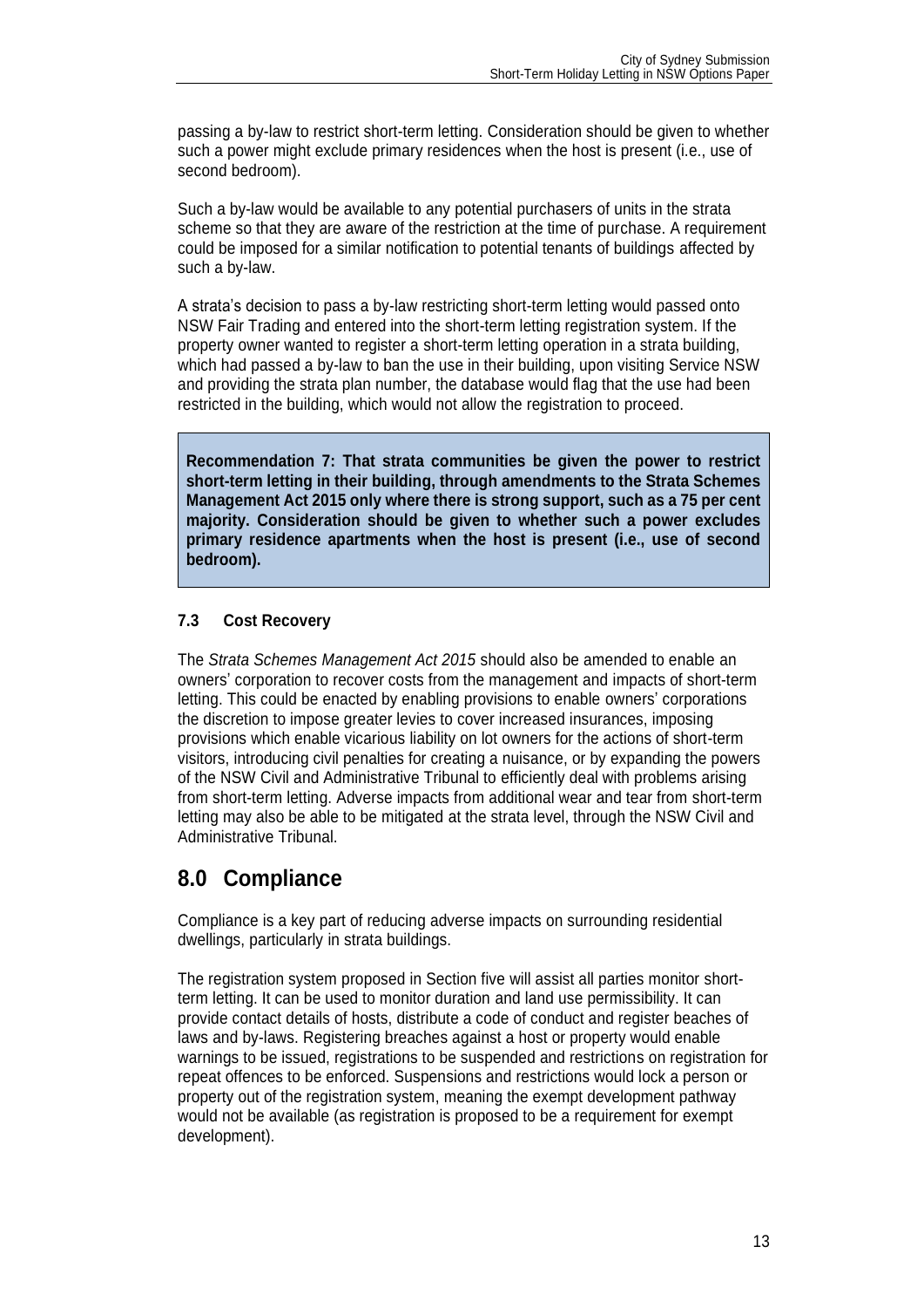passing a by-law to restrict short-term letting. Consideration should be given to whether such a power might exclude primary residences when the host is present (i.e., use of second bedroom).

Such a by-law would be available to any potential purchasers of units in the strata scheme so that they are aware of the restriction at the time of purchase. A requirement could be imposed for a similar notification to potential tenants of buildings affected by such a by-law.

A strata's decision to pass a by-law restricting short-term letting would passed onto NSW Fair Trading and entered into the short-term letting registration system. If the property owner wanted to register a short-term letting operation in a strata building, which had passed a by-law to ban the use in their building, upon visiting Service NSW and providing the strata plan number, the database would flag that the use had been restricted in the building, which would not allow the registration to proceed.

**Recommendation 7: That strata communities be given the power to restrict short-term letting in their building, through amendments to the Strata Schemes Management Act 2015 only where there is strong support, such as a 75 per cent majority. Consideration should be given to whether such a power excludes primary residence apartments when the host is present (i.e., use of second bedroom).**

### 7.3 Cost Recovery

The *Strata Schemes Management Act 2015* should also be amended to enable an owners' corporation to recover costs from the management and impacts of short-term letting. This could be enacted by enabling provisions to enable owners' corporations the discretion to impose greater levies to cover increased insurances, imposing provisions which enable vicarious liability on lot owners for the actions of short-term visitors, introducing civil penalties for creating a nuisance, or by expanding the powers of the NSW Civil and Administrative Tribunal to efficiently deal with problems arising from short-term letting. Adverse impacts from additional wear and tear from short-term letting may also be able to be mitigated at the strata level, through the NSW Civil and Administrative Tribunal.

## 8.0 Compliance

Compliance is a key part of reducing adverse impacts on surrounding residential dwellings, particularly in strata buildings.

The registration system proposed in Section five will assist all parties monitor short-term letting. It can be used to monitor duration and land use permissibility. It can provide contact details of hosts, distribute a code of conduct and register beaches of laws and by-laws. Registering breaches against a host or property would enable warnings to be issued, registrations to be suspended and restrictions on registration for repeat offences to be enforced. Suspensions and restrictions would lock a person or property out of the registration system, meaning the exempt development pathway would not be available (as registration is proposed to be a requirement for exempt development).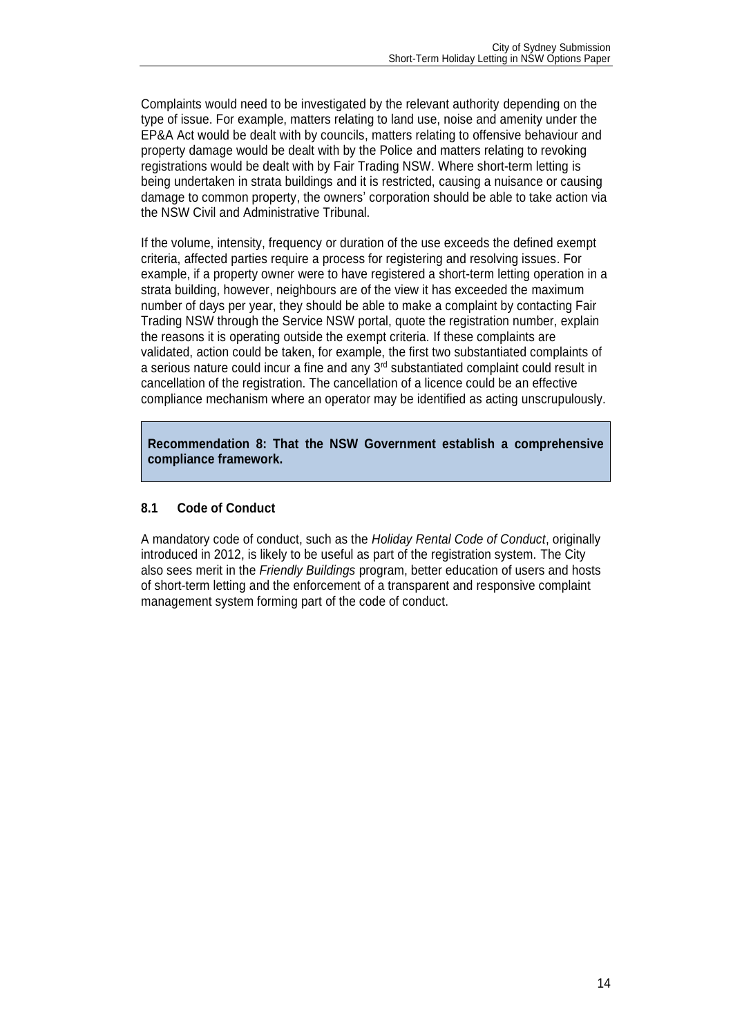Complaints would need to be investigated by the relevant authority depending on the type of issue. For example, matters relating to land use, noise and amenity under the EP&A Act would be dealt with by councils, matters relating to offensive behaviour and property damage would be dealt with by the Police and matters relating to revoking registrations would be dealt with by Fair Trading NSW. Where short-term letting is being undertaken in strata buildings and it is restricted, causing a nuisance or causing damage to common property, the owners' corporation should be able to take action via the NSW Civil and Administrative Tribunal.

If the volume, intensity, frequency or duration of the use exceeds the defined exempt criteria, affected parties require a process for registering and resolving issues. For example, if a property owner were to have registered a short-term letting operation in a strata building, however, neighbours are of the view it has exceeded the maximum number of days per year, they should be able to make a complaint by contacting Fair Trading NSW through the Service NSW portal, quote the registration number, explain the reasons it is operating outside the exempt criteria. If these complaints are validated, action could be taken, for example, the first two substantiated complaints of a serious nature could incur a fine and any 3rd substantiated complaint could result in cancellation of the registration. The cancellation of a licence could be an effective compliance mechanism where an operator may be identified as acting unscrupulously.

**Recommendation 8: That the NSW Government establish a comprehensive compliance framework.**

### 8.1 Code of Conduct

A mandatory code of conduct, such as the *Holiday Rental Code of Conduct*, originally introduced in 2012, is likely to be useful as part of the registration system. The City also sees merit in the *Friendly Buildings* program, better education of users and hosts of short-term letting and the enforcement of a transparent and responsive complaint management system forming part of the code of conduct.